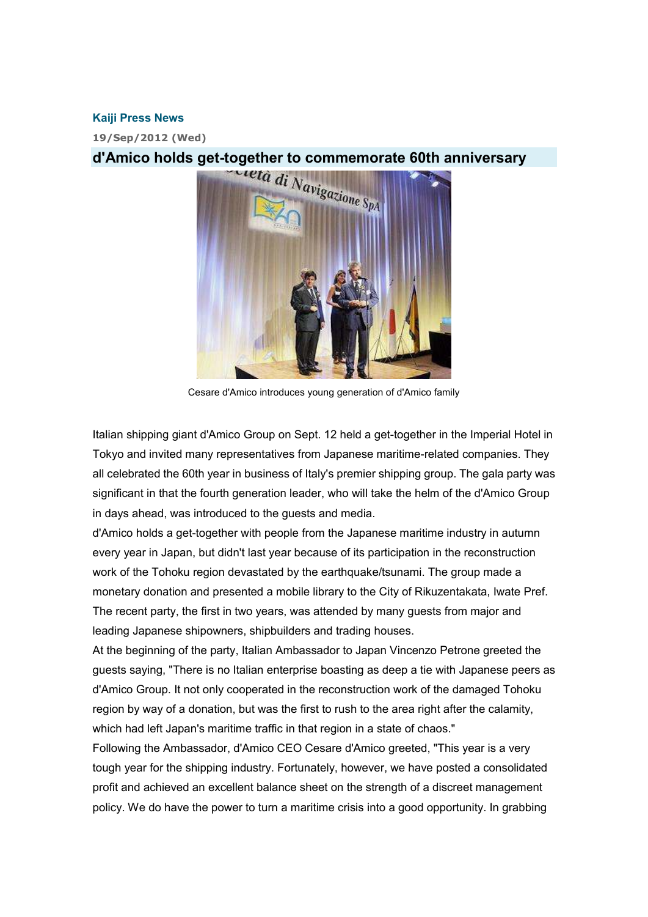**Kaiji Press News**

**19/Sep/2012 (Wed)**

## d'Amico holds get-together to commemorate 60th anniversary

Cesare d'Amico introduces young generation of d'Amico family

Italian shipping giant d'Amico Group on Sept. 12 held a get-together in the Imperial Hotel in Tokyo and invited many representatives from Japanese maritime-related companies. They all celebrated the 60th year in business of Italy's premier shipping group. The gala party was significant in that the fourth generation leader, who will take the helm of the d'Amico Group in days ahead, was introduced to the guests and media.

d'Amico holds a get-together with people from the Japanese maritime industry in autumn every year in Japan, but didn't last year because of its participation in the reconstruction work of the Tohoku region devastated by the earthquake/tsunami. The group made a monetary donation and presented a mobile library to the City of Rikuzentakata, Iwate Pref. The recent party, the first in two years, was attended by many guests from major and leading Japanese shipowners, shipbuilders and trading houses.

At the beginning of the party, Italian Ambassador to Japan Vincenzo Petrone greeted the guests saying, "There is no Italian enterprise boasting as deep a tie with Japanese peers as d'Amico Group. It not only cooperated in the reconstruction work of the damaged Tohoku region by way of a donation, but was the first to rush to the area right after the calamity, which had left Japan's maritime traffic in that region in a state of chaos."

Following the Ambassador, d'Amico CEO Cesare d'Amico greeted, "This year is a very tough year for the shipping industry. Fortunately, however, we have posted a consolidated profit and achieved an excellent balance sheet on the strength of a discreet management policy. We do have the power to turn a maritime crisis into a good opportunity. In grabbing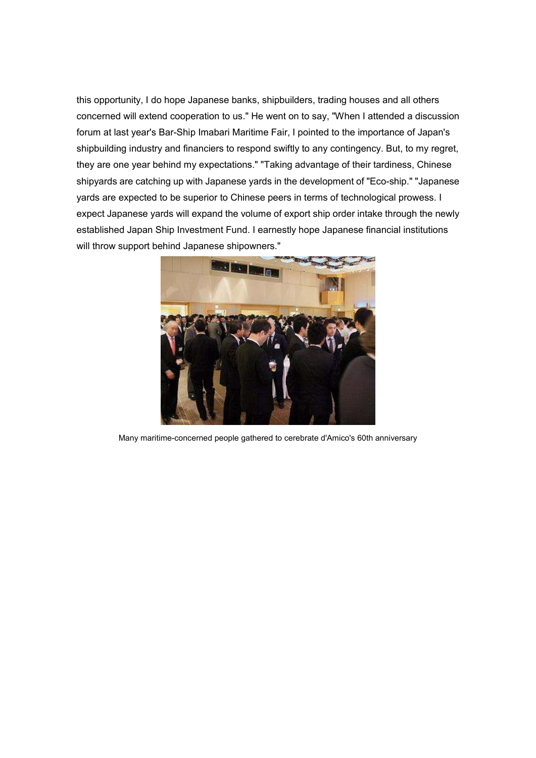this opportunity, I do hope Japanese banks, shipbuilders, trading houses and all others concerned will extend cooperation to us." He went on to say, "When I attended a discussion forum at last year's Bar-Ship Imabari Maritime Fair, I pointed to the importance of Japan's shipbuilding industry and financiers to respond swiftly to any contingency. But, to my regret, they are one year behind my expectations." "Taking advantage of their tardiness, Chinese shipyards are catching up with Japanese yards in the development of "Eco-ship." "Japanese yards are expected to be superior to Chinese peers in terms of technological prowess. I expect Japanese yards will expand the volume of export ship order intake through the newly established Japan Ship Investment Fund. I earnestly hope Japanese financial institutions will throw support behind Japanese shipowners."

Many maritime-concerned people gathered to cerebrate d'Amico's 60th anniversary